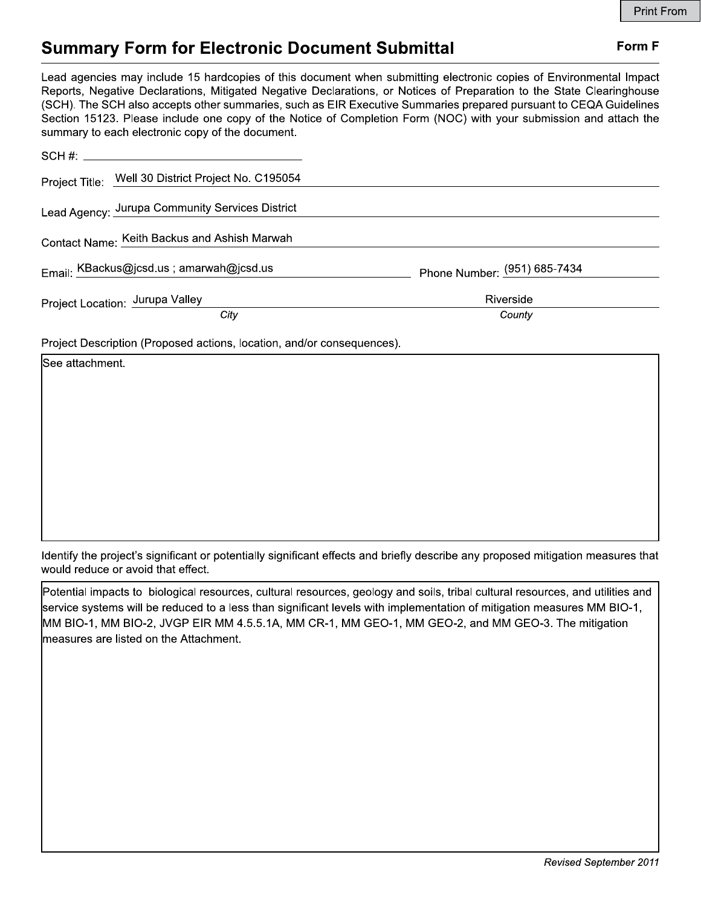Print From

# Summary Form for Electronic Document Submittal

**Form F**

Lead agencies may include 15 hardcopies of this document when submitting electronic copies of Environmental Impact Reports, Negative Declarations, Mitigated Negative Declarations, or Notices of Preparation to the State Clearinghouse (SCH). The SCH also accepts other summaries, such as EIR Executive Summaries prepared pursuant to CEQA Guidelines Section 15123. Please include one copy of the Notice of Completion Form (NOC) with your submission and attach the summary to each electronic copy of the document.

SCH #: \_\_\_\_\_\_\_\_\_\_\_\_\_\_\_\_\_\_\_\_

Project Title: Well 30 District Project No. C195054

Lead Agency: Jurupa Community Services District

Contact Name: Keith Backus and Ashish Marwah

Email: KBackus@jcsd.us ; amarwah@jcsd.us

Phone Number: (951) 685-7434

Project Location: Jurupa Valley (*City*) Riverside (*County*)

Project Description (Proposed actions, location, and/or consequences).

See attachment.

Identify the project's significant or potentially significant effects and briefly describe any proposed mitigation measures that would reduce or avoid that effect.

Potential impacts to biological resources, cultural resources, geology and soils, tribal cultural resources, and utilities and service systems will be reduced to a less than significant levels with implementation of mitigation measures MM BIO-1, MM BIO-1, MM BIO-2, JVGP EIR MM 4.5.5.1A, MM CR-1, MM GEO-1, MM GEO-2, and MM GEO-3. The mitigation measures are listed on the Attachment.

*Revised September 2011*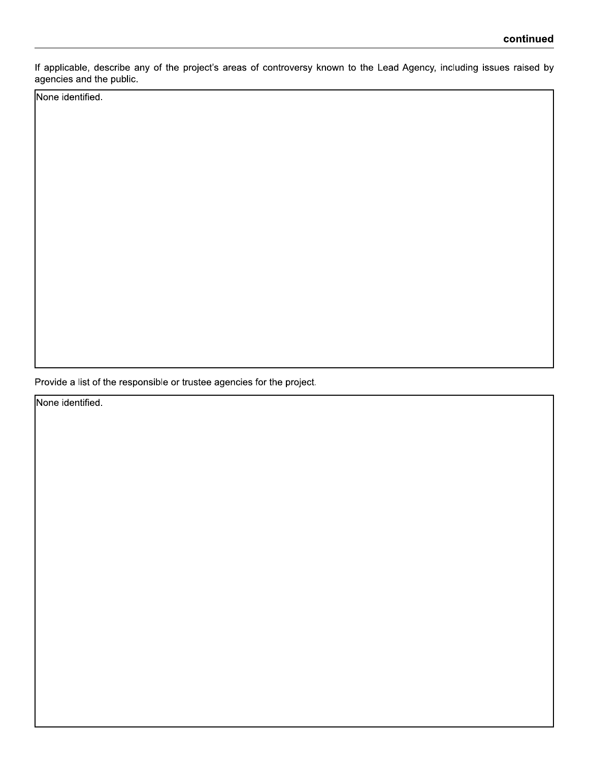**continued**

If applicable, describe any of the project's areas of controversy known to the Lead Agency, including issues raised by agencies and the public.

| None identified. |
| --- |

Provide a list of the responsible or trustee agencies for the project.

| None identified. |
| --- |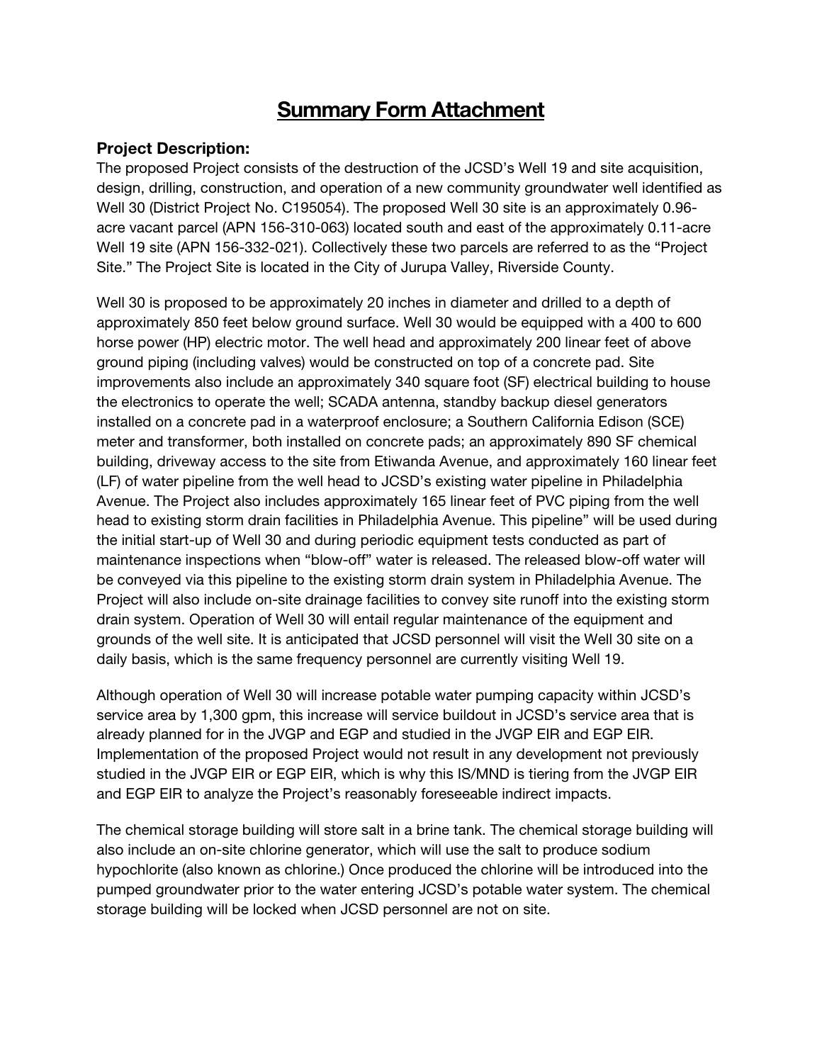# Summary Form Attachment

### Project Description:

The proposed Project consists of the destruction of the JCSD's Well 19 and site acquisition, design, drilling, construction, and operation of a new community groundwater well identified as Well 30 (District Project No. C195054). The proposed Well 30 site is an approximately 0.96-acre vacant parcel (APN 156-310-063) located south and east of the approximately 0.11-acre Well 19 site (APN 156-332-021). Collectively these two parcels are referred to as the "Project Site." The Project Site is located in the City of Jurupa Valley, Riverside County.

Well 30 is proposed to be approximately 20 inches in diameter and drilled to a depth of approximately 850 feet below ground surface. Well 30 would be equipped with a 400 to 600 horse power (HP) electric motor. The well head and approximately 200 linear feet of above ground piping (including valves) would be constructed on top of a concrete pad. Site improvements also include an approximately 340 square foot (SF) electrical building to house the electronics to operate the well; SCADA antenna, standby backup diesel generators installed on a concrete pad in a waterproof enclosure; a Southern California Edison (SCE) meter and transformer, both installed on concrete pads; an approximately 890 SF chemical building, driveway access to the site from Etiwanda Avenue, and approximately 160 linear feet (LF) of water pipeline from the well head to JCSD's existing water pipeline in Philadelphia Avenue. The Project also includes approximately 165 linear feet of PVC piping from the well head to existing storm drain facilities in Philadelphia Avenue. This pipeline" will be used during the initial start-up of Well 30 and during periodic equipment tests conducted as part of maintenance inspections when "blow-off" water is released. The released blow-off water will be conveyed via this pipeline to the existing storm drain system in Philadelphia Avenue. The Project will also include on-site drainage facilities to convey site runoff into the existing storm drain system. Operation of Well 30 will entail regular maintenance of the equipment and grounds of the well site. It is anticipated that JCSD personnel will visit the Well 30 site on a daily basis, which is the same frequency personnel are currently visiting Well 19.

Although operation of Well 30 will increase potable water pumping capacity within JCSD's service area by 1,300 gpm, this increase will service buildout in JCSD's service area that is already planned for in the JVGP and EGP and studied in the JVGP EIR and EGP EIR. Implementation of the proposed Project would not result in any development not previously studied in the JVGP EIR or EGP EIR, which is why this IS/MND is tiering from the JVGP EIR and EGP EIR to analyze the Project's reasonably foreseeable indirect impacts.

The chemical storage building will store salt in a brine tank. The chemical storage building will also include an on-site chlorine generator, which will use the salt to produce sodium hypochlorite (also known as chlorine.) Once produced the chlorine will be introduced into the pumped groundwater prior to the water entering JCSD's potable water system. The chemical storage building will be locked when JCSD personnel are not on site.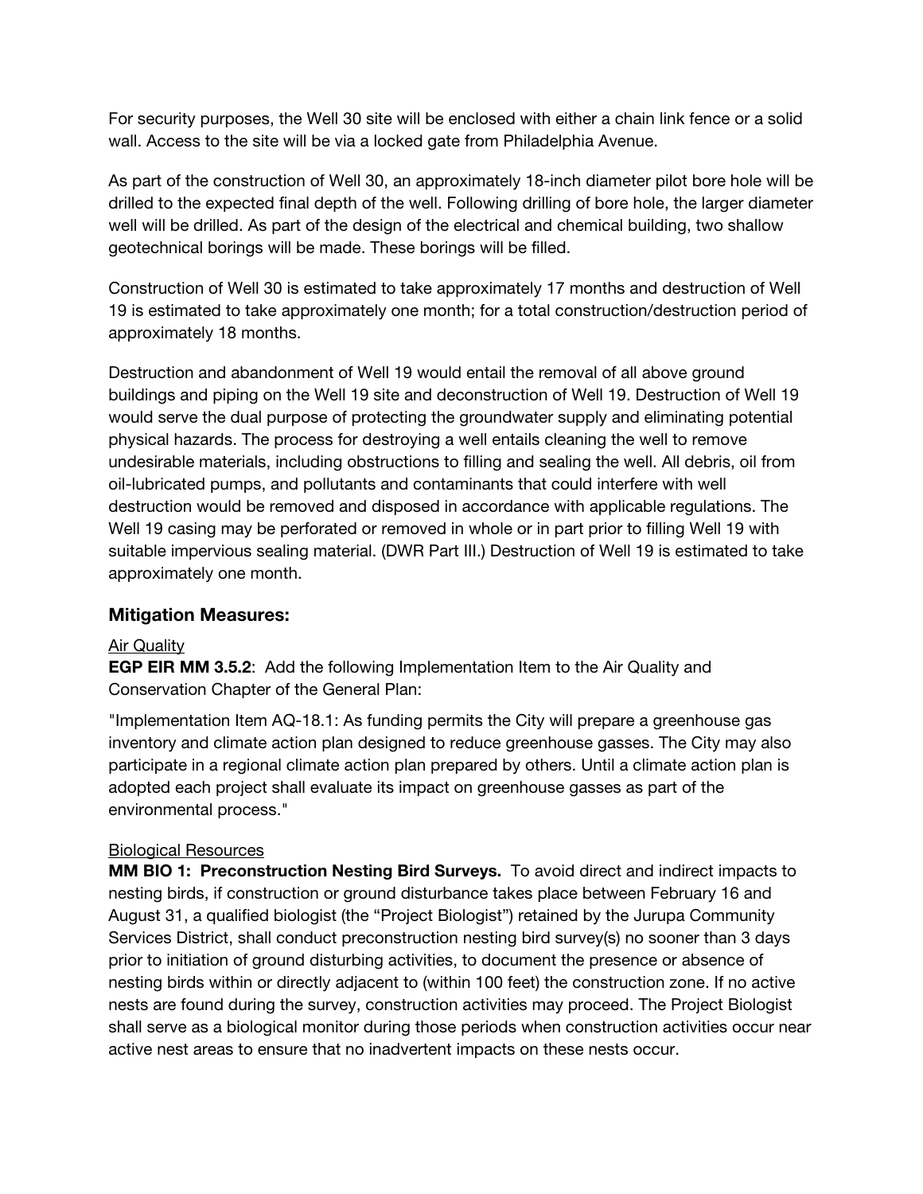For security purposes, the Well 30 site will be enclosed with either a chain link fence or a solid wall. Access to the site will be via a locked gate from Philadelphia Avenue.

As part of the construction of Well 30, an approximately 18-inch diameter pilot bore hole will be drilled to the expected final depth of the well. Following drilling of bore hole, the larger diameter well will be drilled. As part of the design of the electrical and chemical building, two shallow geotechnical borings will be made. These borings will be filled.

Construction of Well 30 is estimated to take approximately 17 months and destruction of Well 19 is estimated to take approximately one month; for a total construction/destruction period of approximately 18 months.

Destruction and abandonment of Well 19 would entail the removal of all above ground buildings and piping on the Well 19 site and deconstruction of Well 19. Destruction of Well 19 would serve the dual purpose of protecting the groundwater supply and eliminating potential physical hazards. The process for destroying a well entails cleaning the well to remove undesirable materials, including obstructions to filling and sealing the well. All debris, oil from oil-lubricated pumps, and pollutants and contaminants that could interfere with well destruction would be removed and disposed in accordance with applicable regulations. The Well 19 casing may be perforated or removed in whole or in part prior to filling Well 19 with suitable impervious sealing material. (DWR Part III.) Destruction of Well 19 is estimated to take approximately one month.

## Mitigation Measures:

<u>Air Quality</u>

**EGP EIR MM 3.5.2**: Add the following Implementation Item to the Air Quality and Conservation Chapter of the General Plan:

"Implementation Item AQ-18.1: As funding permits the City will prepare a greenhouse gas inventory and climate action plan designed to reduce greenhouse gasses. The City may also participate in a regional climate action plan prepared by others. Until a climate action plan is adopted each project shall evaluate its impact on greenhouse gasses as part of the environmental process."

<u>Biological Resources</u>

**MM BIO 1: Preconstruction Nesting Bird Surveys.** To avoid direct and indirect impacts to nesting birds, if construction or ground disturbance takes place between February 16 and August 31, a qualified biologist (the "Project Biologist") retained by the Jurupa Community Services District, shall conduct preconstruction nesting bird survey(s) no sooner than 3 days prior to initiation of ground disturbing activities, to document the presence or absence of nesting birds within or directly adjacent to (within 100 feet) the construction zone. If no active nests are found during the survey, construction activities may proceed. The Project Biologist shall serve as a biological monitor during those periods when construction activities occur near active nest areas to ensure that no inadvertent impacts on these nests occur.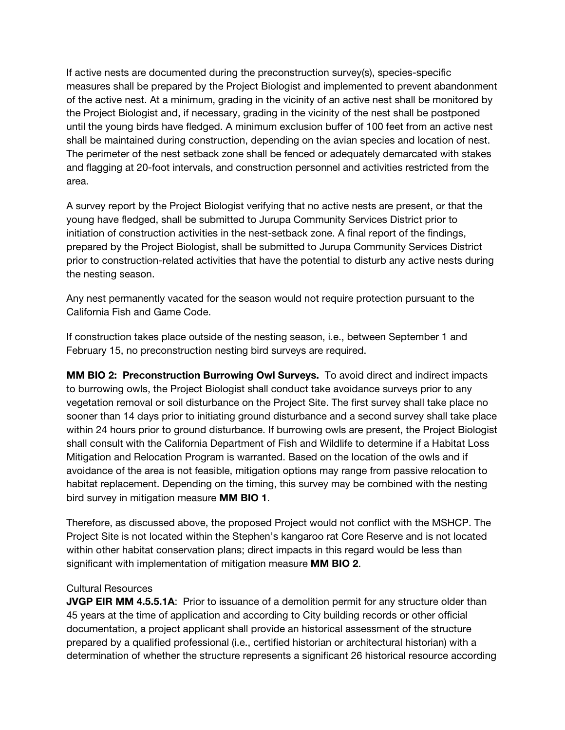If active nests are documented during the preconstruction survey(s), species-specific measures shall be prepared by the Project Biologist and implemented to prevent abandonment of the active nest. At a minimum, grading in the vicinity of an active nest shall be monitored by the Project Biologist and, if necessary, grading in the vicinity of the nest shall be postponed until the young birds have fledged. A minimum exclusion buffer of 100 feet from an active nest shall be maintained during construction, depending on the avian species and location of nest. The perimeter of the nest setback zone shall be fenced or adequately demarcated with stakes and flagging at 20-foot intervals, and construction personnel and activities restricted from the area.

A survey report by the Project Biologist verifying that no active nests are present, or that the young have fledged, shall be submitted to Jurupa Community Services District prior to initiation of construction activities in the nest-setback zone. A final report of the findings, prepared by the Project Biologist, shall be submitted to Jurupa Community Services District prior to construction-related activities that have the potential to disturb any active nests during the nesting season.

Any nest permanently vacated for the season would not require protection pursuant to the California Fish and Game Code.

If construction takes place outside of the nesting season, i.e., between September 1 and February 15, no preconstruction nesting bird surveys are required.

**MM BIO 2: Preconstruction Burrowing Owl Surveys.** To avoid direct and indirect impacts to burrowing owls, the Project Biologist shall conduct take avoidance surveys prior to any vegetation removal or soil disturbance on the Project Site. The first survey shall take place no sooner than 14 days prior to initiating ground disturbance and a second survey shall take place within 24 hours prior to ground disturbance. If burrowing owls are present, the Project Biologist shall consult with the California Department of Fish and Wildlife to determine if a Habitat Loss Mitigation and Relocation Program is warranted. Based on the location of the owls and if avoidance of the area is not feasible, mitigation options may range from passive relocation to habitat replacement. Depending on the timing, this survey may be combined with the nesting bird survey in mitigation measure **MM BIO 1**.

Therefore, as discussed above, the proposed Project would not conflict with the MSHCP. The Project Site is not located within the Stephen's kangaroo rat Core Reserve and is not located within other habitat conservation plans; direct impacts in this regard would be less than significant with implementation of mitigation measure **MM BIO 2**.

<u>Cultural Resources</u>

**JVGP EIR MM 4.5.5.1A**: Prior to issuance of a demolition permit for any structure older than 45 years at the time of application and according to City building records or other official documentation, a project applicant shall provide an historical assessment of the structure prepared by a qualified professional (i.e., certified historian or architectural historian) with a determination of whether the structure represents a significant 26 historical resource according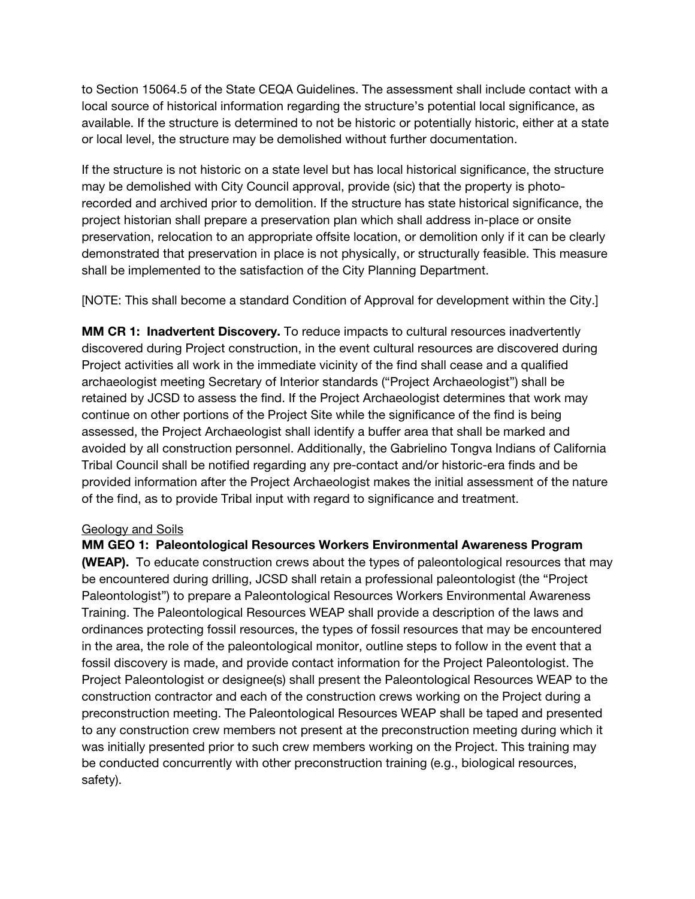to Section 15064.5 of the State CEQA Guidelines. The assessment shall include contact with a local source of historical information regarding the structure's potential local significance, as available. If the structure is determined to not be historic or potentially historic, either at a state or local level, the structure may be demolished without further documentation.

If the structure is not historic on a state level but has local historical significance, the structure may be demolished with City Council approval, provide (sic) that the property is photo-recorded and archived prior to demolition. If the structure has state historical significance, the project historian shall prepare a preservation plan which shall address in-place or onsite preservation, relocation to an appropriate offsite location, or demolition only if it can be clearly demonstrated that preservation in place is not physically, or structurally feasible. This measure shall be implemented to the satisfaction of the City Planning Department.

[NOTE: This shall become a standard Condition of Approval for development within the City.]

**MM CR 1: Inadvertent Discovery.** To reduce impacts to cultural resources inadvertently discovered during Project construction, in the event cultural resources are discovered during Project activities all work in the immediate vicinity of the find shall cease and a qualified archaeologist meeting Secretary of Interior standards ("Project Archaeologist") shall be retained by JCSD to assess the find. If the Project Archaeologist determines that work may continue on other portions of the Project Site while the significance of the find is being assessed, the Project Archaeologist shall identify a buffer area that shall be marked and avoided by all construction personnel. Additionally, the Gabrielino Tongva Indians of California Tribal Council shall be notified regarding any pre-contact and/or historic-era finds and be provided information after the Project Archaeologist makes the initial assessment of the nature of the find, as to provide Tribal input with regard to significance and treatment.

<u>Geology and Soils</u>

**MM GEO 1: Paleontological Resources Workers Environmental Awareness Program (WEAP).** To educate construction crews about the types of paleontological resources that may be encountered during drilling, JCSD shall retain a professional paleontologist (the "Project Paleontologist") to prepare a Paleontological Resources Workers Environmental Awareness Training. The Paleontological Resources WEAP shall provide a description of the laws and ordinances protecting fossil resources, the types of fossil resources that may be encountered in the area, the role of the paleontological monitor, outline steps to follow in the event that a fossil discovery is made, and provide contact information for the Project Paleontologist. The Project Paleontologist or designee(s) shall present the Paleontological Resources WEAP to the construction contractor and each of the construction crews working on the Project during a preconstruction meeting. The Paleontological Resources WEAP shall be taped and presented to any construction crew members not present at the preconstruction meeting during which it was initially presented prior to such crew members working on the Project. This training may be conducted concurrently with other preconstruction training (e.g., biological resources, safety).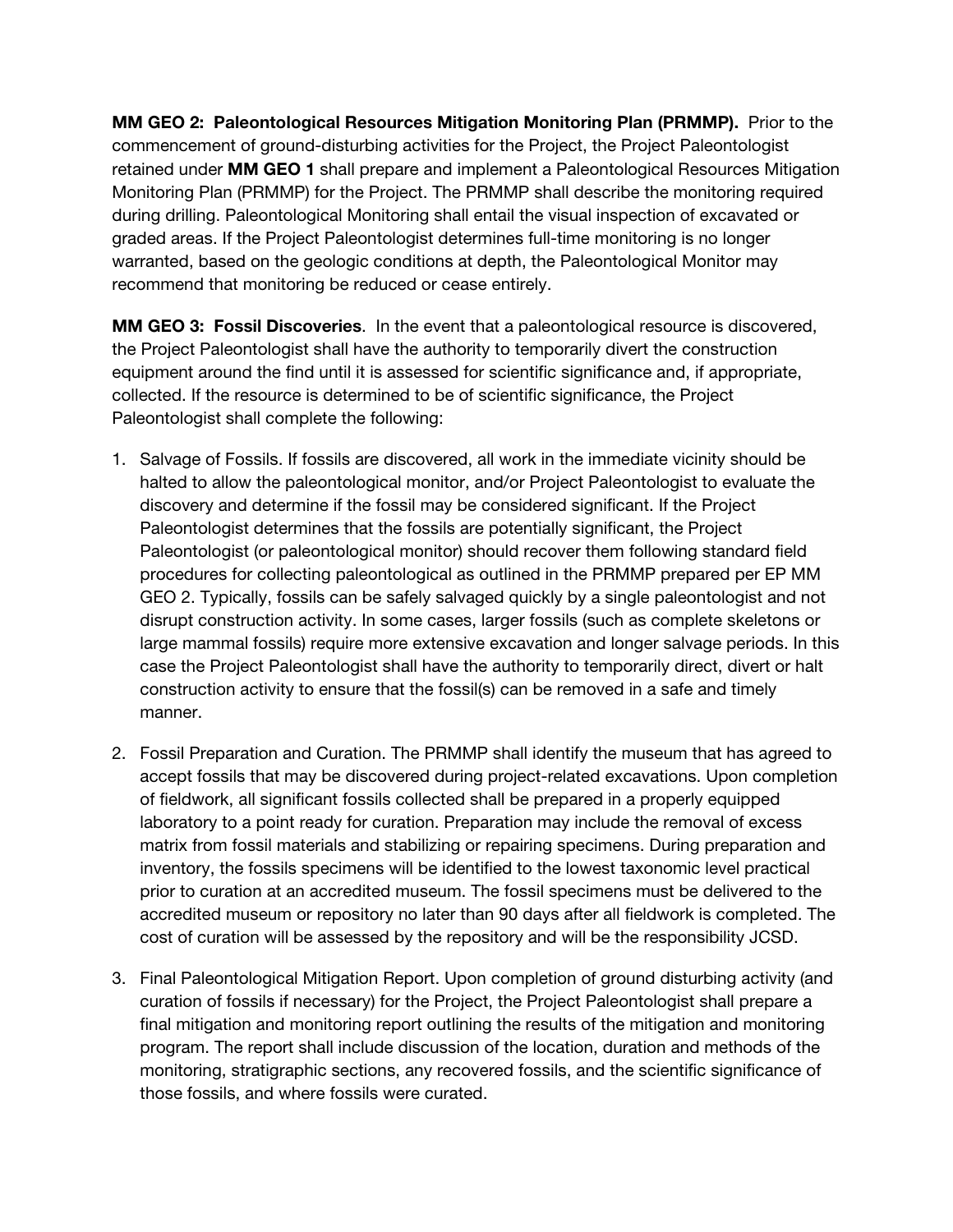**MM GEO 2: Paleontological Resources Mitigation Monitoring Plan (PRMMP).** Prior to the commencement of ground-disturbing activities for the Project, the Project Paleontologist retained under **MM GEO 1** shall prepare and implement a Paleontological Resources Mitigation Monitoring Plan (PRMMP) for the Project. The PRMMP shall describe the monitoring required during drilling. Paleontological Monitoring shall entail the visual inspection of excavated or graded areas. If the Project Paleontologist determines full-time monitoring is no longer warranted, based on the geologic conditions at depth, the Paleontological Monitor may recommend that monitoring be reduced or cease entirely.

**MM GEO 3: Fossil Discoveries**. In the event that a paleontological resource is discovered, the Project Paleontologist shall have the authority to temporarily divert the construction equipment around the find until it is assessed for scientific significance and, if appropriate, collected. If the resource is determined to be of scientific significance, the Project Paleontologist shall complete the following:

1. Salvage of Fossils. If fossils are discovered, all work in the immediate vicinity should be halted to allow the paleontological monitor, and/or Project Paleontologist to evaluate the discovery and determine if the fossil may be considered significant. If the Project Paleontologist determines that the fossils are potentially significant, the Project Paleontologist (or paleontological monitor) should recover them following standard field procedures for collecting paleontological as outlined in the PRMMP prepared per EP MM GEO 2. Typically, fossils can be safely salvaged quickly by a single paleontologist and not disrupt construction activity. In some cases, larger fossils (such as complete skeletons or large mammal fossils) require more extensive excavation and longer salvage periods. In this case the Project Paleontologist shall have the authority to temporarily direct, divert or halt construction activity to ensure that the fossil(s) can be removed in a safe and timely manner.

2. Fossil Preparation and Curation. The PRMMP shall identify the museum that has agreed to accept fossils that may be discovered during project-related excavations. Upon completion of fieldwork, all significant fossils collected shall be prepared in a properly equipped laboratory to a point ready for curation. Preparation may include the removal of excess matrix from fossil materials and stabilizing or repairing specimens. During preparation and inventory, the fossils specimens will be identified to the lowest taxonomic level practical prior to curation at an accredited museum. The fossil specimens must be delivered to the accredited museum or repository no later than 90 days after all fieldwork is completed. The cost of curation will be assessed by the repository and will be the responsibility JCSD.

3. Final Paleontological Mitigation Report. Upon completion of ground disturbing activity (and curation of fossils if necessary) for the Project, the Project Paleontologist shall prepare a final mitigation and monitoring report outlining the results of the mitigation and monitoring program. The report shall include discussion of the location, duration and methods of the monitoring, stratigraphic sections, any recovered fossils, and the scientific significance of those fossils, and where fossils were curated.